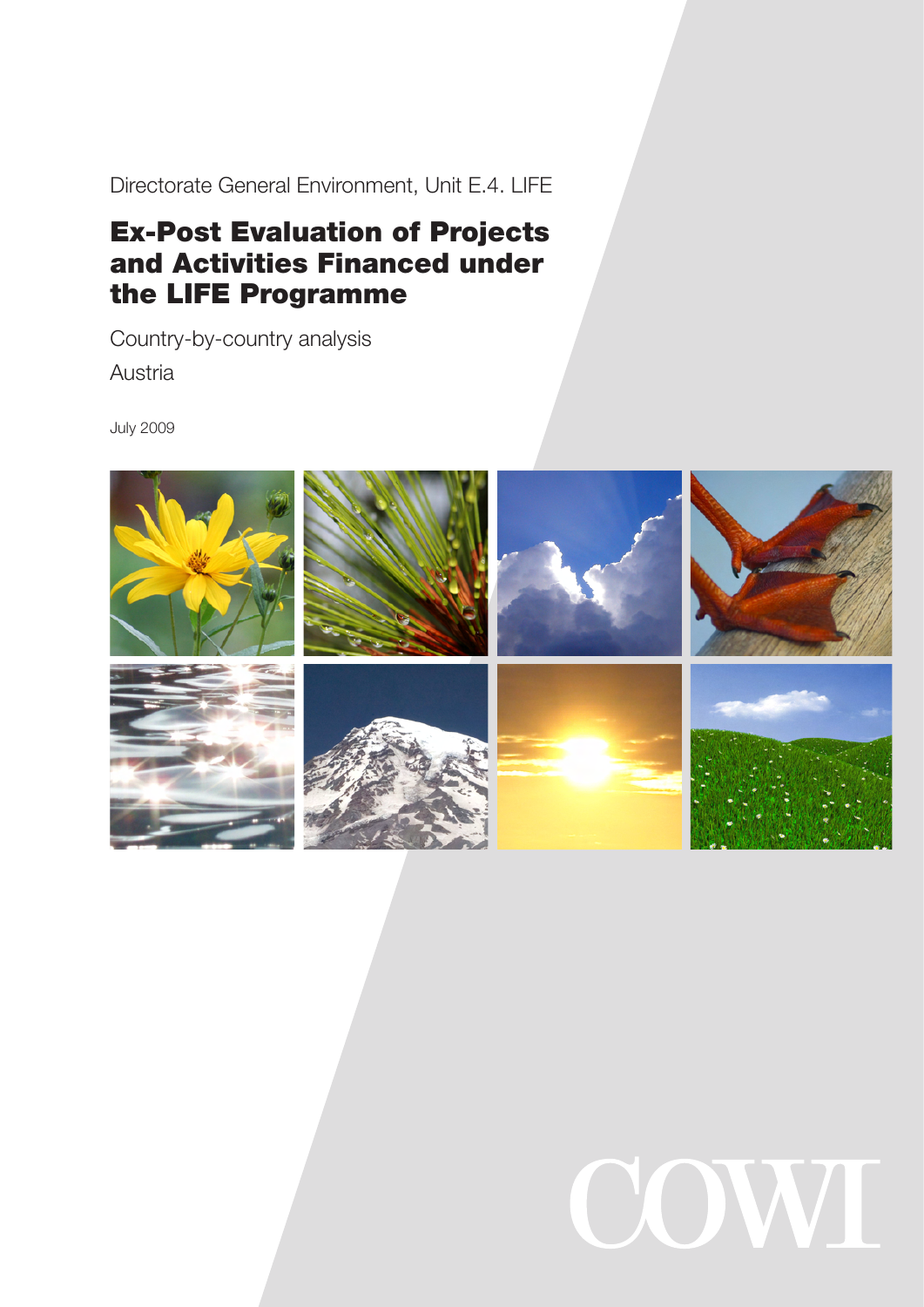Directorate General Environment, Unit E.4. LIFE

# Ex-Post Evaluation of Projects and Activities Financed under the LIFE Programme

Country-by-country analysis

Austria

July 2009

COWI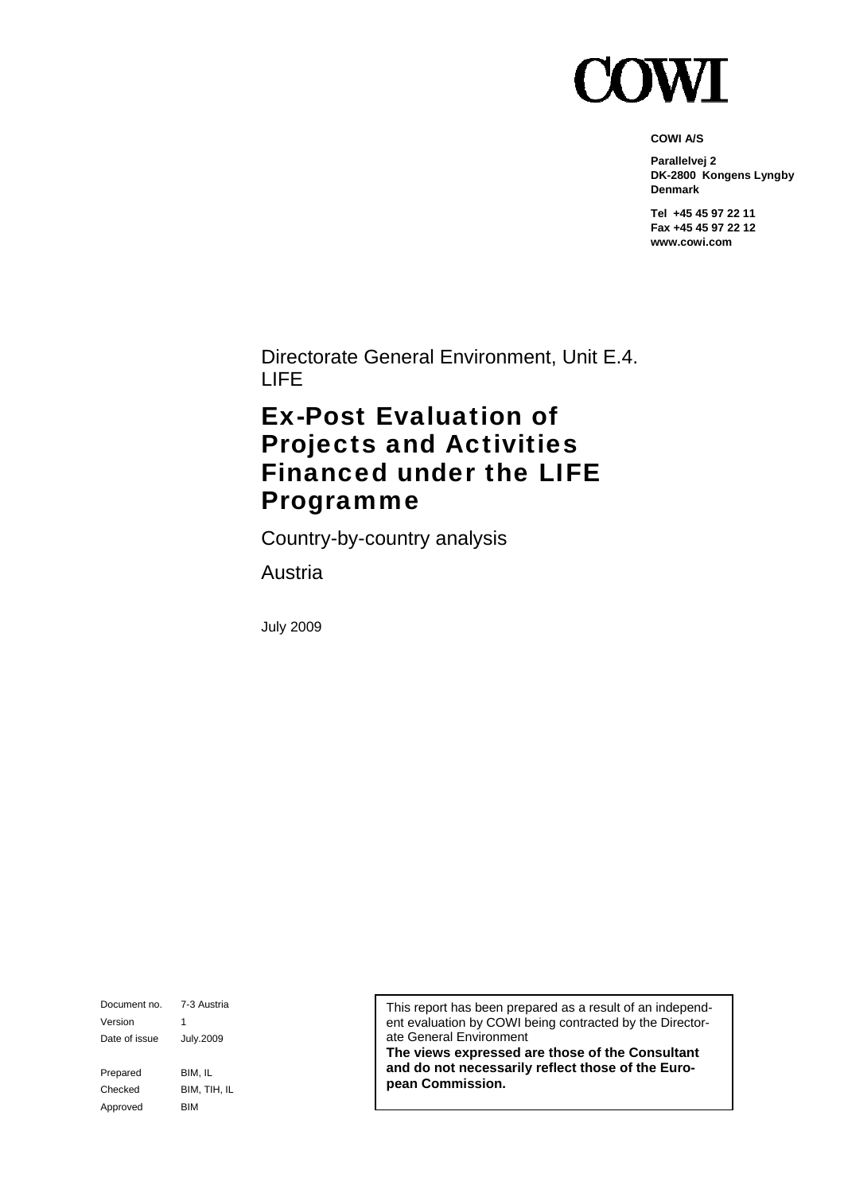# COWI

**COWI A/S**

**Parallelvej 2**
**DK-2800 Kongens Lyngby**
**Denmark**

**Tel +45 45 97 22 11**
**Fax +45 45 97 22 12**
**www.cowi.com**

Directorate General Environment, Unit E.4. LIFE

# Ex-Post Evaluation of Projects and Activities Financed under the LIFE Programme

Country-by-country analysis

Austria

July 2009

| | |
|---|---|
| Document no. | 7-3 Austria |
| Version | 1 |
| Date of issue | July.2009 |
| Prepared | BIM, IL |
| Checked | BIM, TIH, IL |
| Approved | BIM |

This report has been prepared as a result of an independent evaluation by COWI being contracted by the Directorate General Environment
**The views expressed are those of the Consultant and do not necessarily reflect those of the European Commission.**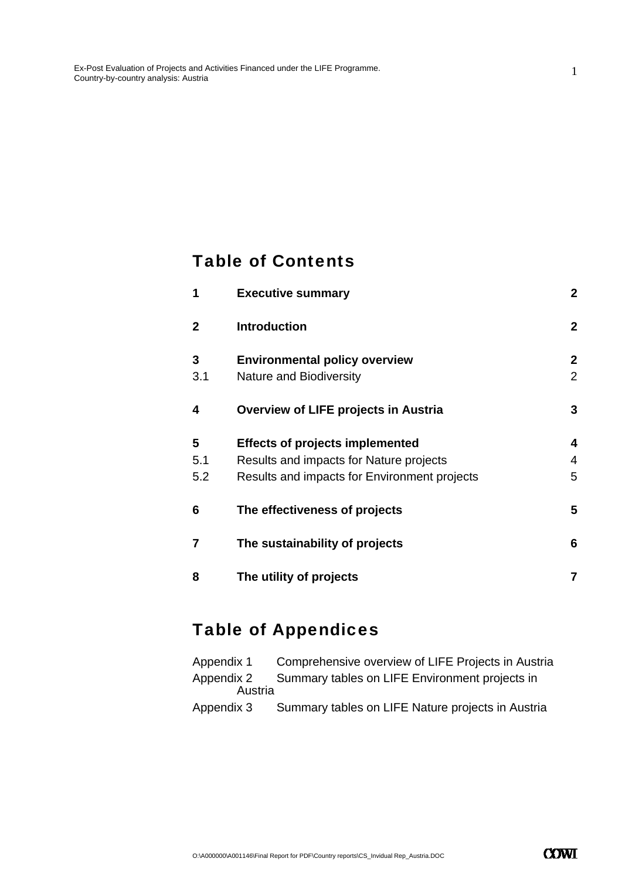# Table of Contents

| | | |
|---|---|---|
| **1** | **Executive summary** | **2** |
| **2** | **Introduction** | **2** |
| **3** | **Environmental policy overview** | **2** |
| 3.1 | Nature and Biodiversity | 2 |
| **4** | **Overview of LIFE projects in Austria** | **3** |
| **5** | **Effects of projects implemented** | **4** |
| 5.1 | Results and impacts for Nature projects | 4 |
| 5.2 | Results and impacts for Environment projects | 5 |
| **6** | **The effectiveness of projects** | **5** |
| **7** | **The sustainability of projects** | **6** |
| **8** | **The utility of projects** | **7** |

# Table of Appendices

| | |
|---|---|
| Appendix 1 | Comprehensive overview of LIFE Projects in Austria |
| Appendix 2 | Summary tables on LIFE Environment projects in Austria |
| Appendix 3 | Summary tables on LIFE Nature projects in Austria |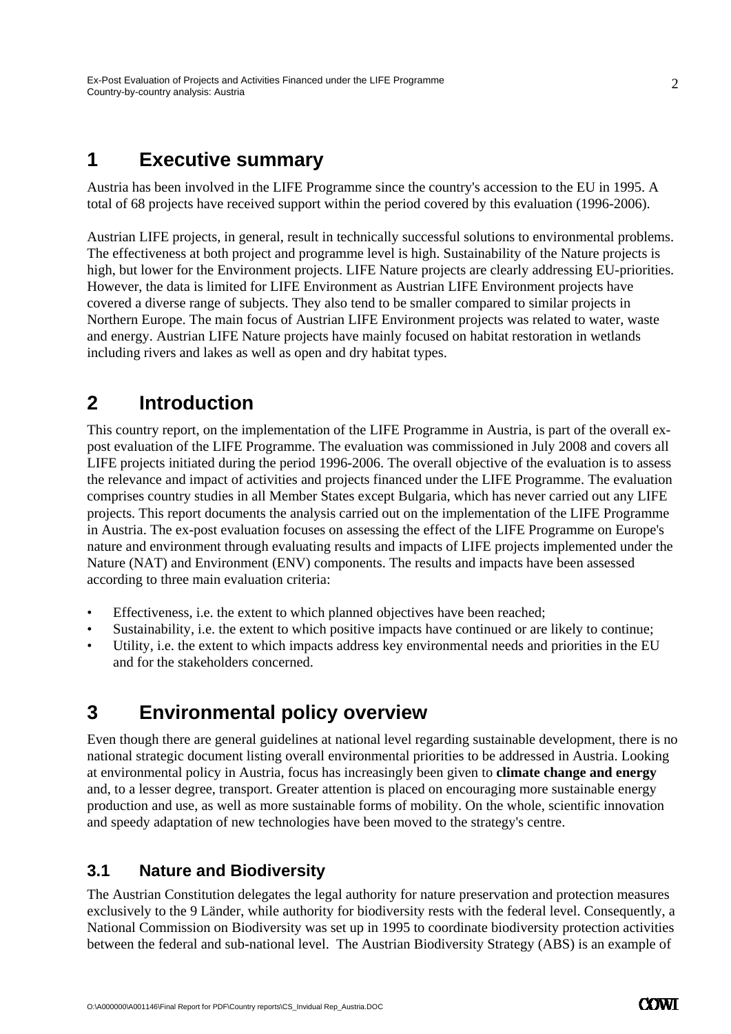# 1 Executive summary

Austria has been involved in the LIFE Programme since the country's accession to the EU in 1995. A total of 68 projects have received support within the period covered by this evaluation (1996-2006).

Austrian LIFE projects, in general, result in technically successful solutions to environmental problems. The effectiveness at both project and programme level is high. Sustainability of the Nature projects is high, but lower for the Environment projects. LIFE Nature projects are clearly addressing EU-priorities. However, the data is limited for LIFE Environment as Austrian LIFE Environment projects have covered a diverse range of subjects. They also tend to be smaller compared to similar projects in Northern Europe. The main focus of Austrian LIFE Environment projects was related to water, waste and energy. Austrian LIFE Nature projects have mainly focused on habitat restoration in wetlands including rivers and lakes as well as open and dry habitat types.

# 2 Introduction

This country report, on the implementation of the LIFE Programme in Austria, is part of the overall ex-post evaluation of the LIFE Programme. The evaluation was commissioned in July 2008 and covers all LIFE projects initiated during the period 1996-2006. The overall objective of the evaluation is to assess the relevance and impact of activities and projects financed under the LIFE Programme. The evaluation comprises country studies in all Member States except Bulgaria, which has never carried out any LIFE projects. This report documents the analysis carried out on the implementation of the LIFE Programme in Austria. The ex-post evaluation focuses on assessing the effect of the LIFE Programme on Europe's nature and environment through evaluating results and impacts of LIFE projects implemented under the Nature (NAT) and Environment (ENV) components. The results and impacts have been assessed according to three main evaluation criteria:

- Effectiveness, i.e. the extent to which planned objectives have been reached;
- Sustainability, i.e. the extent to which positive impacts have continued or are likely to continue;
- Utility, i.e. the extent to which impacts address key environmental needs and priorities in the EU and for the stakeholders concerned.

# 3 Environmental policy overview

Even though there are general guidelines at national level regarding sustainable development, there is no national strategic document listing overall environmental priorities to be addressed in Austria. Looking at environmental policy in Austria, focus has increasingly been given to **climate change and energy** and, to a lesser degree, transport. Greater attention is placed on encouraging more sustainable energy production and use, as well as more sustainable forms of mobility. On the whole, scientific innovation and speedy adaptation of new technologies have been moved to the strategy's centre.

## 3.1 Nature and Biodiversity

The Austrian Constitution delegates the legal authority for nature preservation and protection measures exclusively to the 9 Länder, while authority for biodiversity rests with the federal level. Consequently, a National Commission on Biodiversity was set up in 1995 to coordinate biodiversity protection activities between the federal and sub-national level. The Austrian Biodiversity Strategy (ABS) is an example of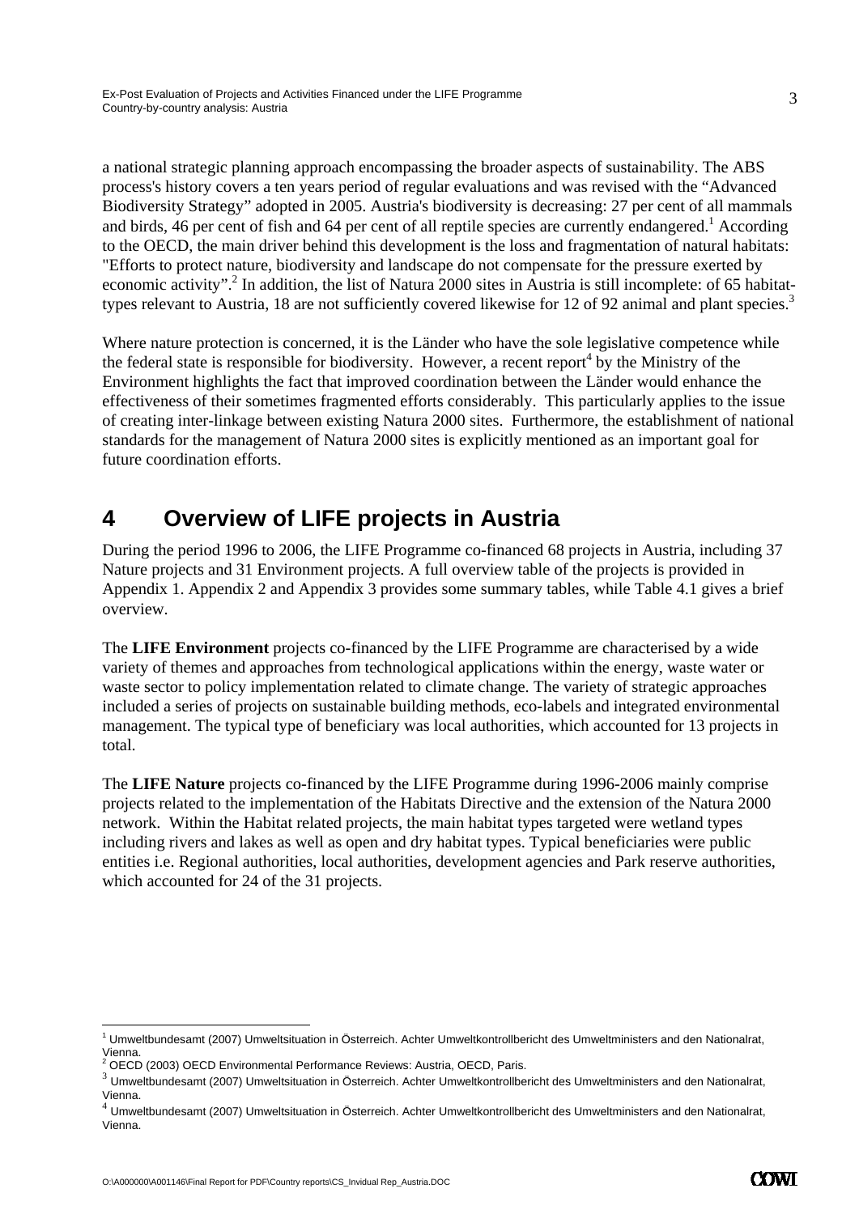a national strategic planning approach encompassing the broader aspects of sustainability. The ABS process's history covers a ten years period of regular evaluations and was revised with the "Advanced Biodiversity Strategy" adopted in 2005. Austria's biodiversity is decreasing: 27 per cent of all mammals and birds, 46 per cent of fish and 64 per cent of all reptile species are currently endangered.[1] According to the OECD, the main driver behind this development is the loss and fragmentation of natural habitats: "Efforts to protect nature, biodiversity and landscape do not compensate for the pressure exerted by economic activity".[2] In addition, the list of Natura 2000 sites in Austria is still incomplete: of 65 habitat-types relevant to Austria, 18 are not sufficiently covered likewise for 12 of 92 animal and plant species.[3]

Where nature protection is concerned, it is the Länder who have the sole legislative competence while the federal state is responsible for biodiversity. However, a recent report[4] by the Ministry of the Environment highlights the fact that improved coordination between the Länder would enhance the effectiveness of their sometimes fragmented efforts considerably. This particularly applies to the issue of creating inter-linkage between existing Natura 2000 sites. Furthermore, the establishment of national standards for the management of Natura 2000 sites is explicitly mentioned as an important goal for future coordination efforts.

# 4 Overview of LIFE projects in Austria

During the period 1996 to 2006, the LIFE Programme co-financed 68 projects in Austria, including 37 Nature projects and 31 Environment projects. A full overview table of the projects is provided in Appendix 1. Appendix 2 and Appendix 3 provides some summary tables, while Table 4.1 gives a brief overview.

The **LIFE Environment** projects co-financed by the LIFE Programme are characterised by a wide variety of themes and approaches from technological applications within the energy, waste water or waste sector to policy implementation related to climate change. The variety of strategic approaches included a series of projects on sustainable building methods, eco-labels and integrated environmental management. The typical type of beneficiary was local authorities, which accounted for 13 projects in total.

The **LIFE Nature** projects co-financed by the LIFE Programme during 1996-2006 mainly comprise projects related to the implementation of the Habitats Directive and the extension of the Natura 2000 network. Within the Habitat related projects, the main habitat types targeted were wetland types including rivers and lakes as well as open and dry habitat types. Typical beneficiaries were public entities i.e. Regional authorities, local authorities, development agencies and Park reserve authorities, which accounted for 24 of the 31 projects.

---

[1] Umweltbundesamt (2007) Umweltsituation in Österreich. Achter Umweltkontrollbericht des Umweltministers and den Nationalrat, Vienna.

[2] OECD (2003) OECD Environmental Performance Reviews: Austria, OECD, Paris.

[3] Umweltbundesamt (2007) Umweltsituation in Österreich. Achter Umweltkontrollbericht des Umweltministers and den Nationalrat, Vienna.

[4] Umweltbundesamt (2007) Umweltsituation in Österreich. Achter Umweltkontrollbericht des Umweltministers and den Nationalrat, Vienna.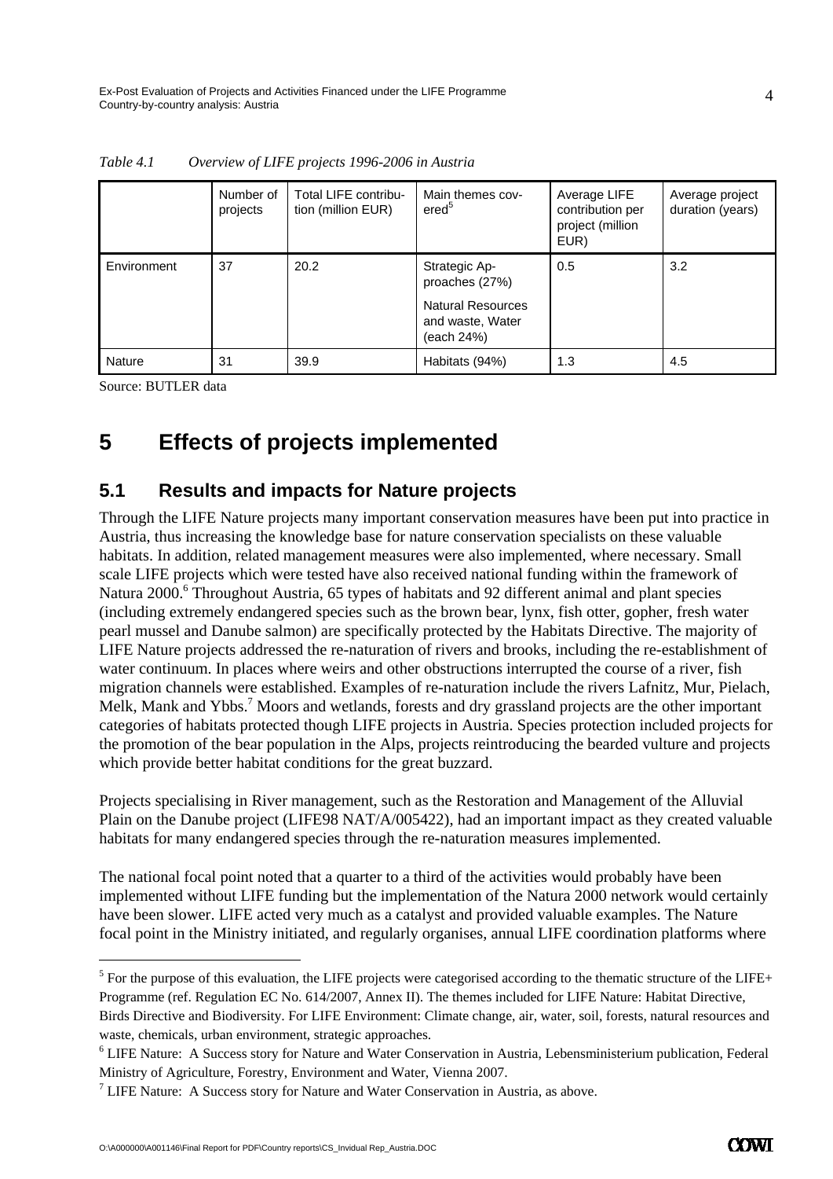*Table 4.1 Overview of LIFE projects 1996-2006 in Austria*

| | Number of projects | Total LIFE contribution (million EUR) | Main themes covered[5] | Average LIFE contribution per project (million EUR) | Average project duration (years) |
|---|---|---|---|---|---|
| Environment | 37 | 20.2 | Strategic Approaches (27%) Natural Resources and waste, Water (each 24%) | 0.5 | 3.2 |
| Nature | 31 | 39.9 | Habitats (94%) | 1.3 | 4.5 |

Source: BUTLER data

# 5 Effects of projects implemented

## 5.1 Results and impacts for Nature projects

Through the LIFE Nature projects many important conservation measures have been put into practice in Austria, thus increasing the knowledge base for nature conservation specialists on these valuable habitats. In addition, related management measures were also implemented, where necessary. Small scale LIFE projects which were tested have also received national funding within the framework of Natura 2000.[6] Throughout Austria, 65 types of habitats and 92 different animal and plant species (including extremely endangered species such as the brown bear, lynx, fish otter, gopher, fresh water pearl mussel and Danube salmon) are specifically protected by the Habitats Directive. The majority of LIFE Nature projects addressed the re-naturation of rivers and brooks, including the re-establishment of water continuum. In places where weirs and other obstructions interrupted the course of a river, fish migration channels were established. Examples of re-naturation include the rivers Lafnitz, Mur, Pielach, Melk, Mank and Ybbs.[7] Moors and wetlands, forests and dry grassland projects are the other important categories of habitats protected though LIFE projects in Austria. Species protection included projects for the promotion of the bear population in the Alps, projects reintroducing the bearded vulture and projects which provide better habitat conditions for the great buzzard.

Projects specialising in River management, such as the Restoration and Management of the Alluvial Plain on the Danube project (LIFE98 NAT/A/005422), had an important impact as they created valuable habitats for many endangered species through the re-naturation measures implemented.

The national focal point noted that a quarter to a third of the activities would probably have been implemented without LIFE funding but the implementation of the Natura 2000 network would certainly have been slower. LIFE acted very much as a catalyst and provided valuable examples. The Nature focal point in the Ministry initiated, and regularly organises, annual LIFE coordination platforms where

---

[5] For the purpose of this evaluation, the LIFE projects were categorised according to the thematic structure of the LIFE+ Programme (ref. Regulation EC No. 614/2007, Annex II). The themes included for LIFE Nature: Habitat Directive, Birds Directive and Biodiversity. For LIFE Environment: Climate change, air, water, soil, forests, natural resources and waste, chemicals, urban environment, strategic approaches.

[6] LIFE Nature: A Success story for Nature and Water Conservation in Austria, Lebensministerium publication, Federal Ministry of Agriculture, Forestry, Environment and Water, Vienna 2007.

[7] LIFE Nature: A Success story for Nature and Water Conservation in Austria, as above.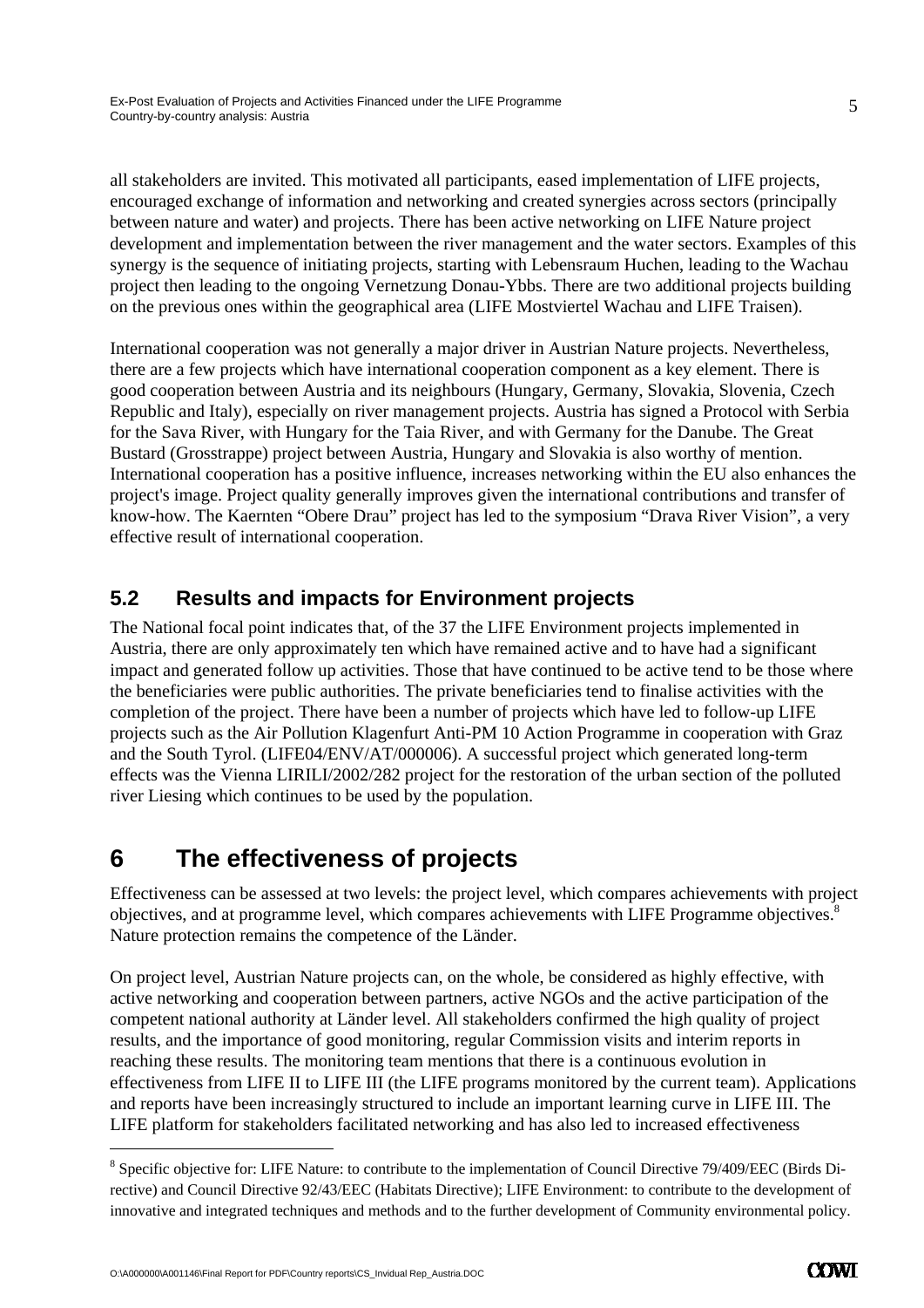all stakeholders are invited. This motivated all participants, eased implementation of LIFE projects, encouraged exchange of information and networking and created synergies across sectors (principally between nature and water) and projects. There has been active networking on LIFE Nature project development and implementation between the river management and the water sectors. Examples of this synergy is the sequence of initiating projects, starting with Lebensraum Huchen, leading to the Wachau project then leading to the ongoing Vernetzung Donau-Ybbs. There are two additional projects building on the previous ones within the geographical area (LIFE Mostviertel Wachau and LIFE Traisen).

International cooperation was not generally a major driver in Austrian Nature projects. Nevertheless, there are a few projects which have international cooperation component as a key element. There is good cooperation between Austria and its neighbours (Hungary, Germany, Slovakia, Slovenia, Czech Republic and Italy), especially on river management projects. Austria has signed a Protocol with Serbia for the Sava River, with Hungary for the Taia River, and with Germany for the Danube. The Great Bustard (Grosstrappe) project between Austria, Hungary and Slovakia is also worthy of mention. International cooperation has a positive influence, increases networking within the EU also enhances the project's image. Project quality generally improves given the international contributions and transfer of know-how. The Kaernten "Obere Drau" project has led to the symposium "Drava River Vision", a very effective result of international cooperation.

## 5.2 Results and impacts for Environment projects

The National focal point indicates that, of the 37 the LIFE Environment projects implemented in Austria, there are only approximately ten which have remained active and to have had a significant impact and generated follow up activities. Those that have continued to be active tend to be those where the beneficiaries were public authorities. The private beneficiaries tend to finalise activities with the completion of the project. There have been a number of projects which have led to follow-up LIFE projects such as the Air Pollution Klagenfurt Anti-PM 10 Action Programme in cooperation with Graz and the South Tyrol. (LIFE04/ENV/AT/000006). A successful project which generated long-term effects was the Vienna LIRILI/2002/282 project for the restoration of the urban section of the polluted river Liesing which continues to be used by the population.

# 6 The effectiveness of projects

Effectiveness can be assessed at two levels: the project level, which compares achievements with project objectives, and at programme level, which compares achievements with LIFE Programme objectives.[8] Nature protection remains the competence of the Länder.

On project level, Austrian Nature projects can, on the whole, be considered as highly effective, with active networking and cooperation between partners, active NGOs and the active participation of the competent national authority at Länder level. All stakeholders confirmed the high quality of project results, and the importance of good monitoring, regular Commission visits and interim reports in reaching these results. The monitoring team mentions that there is a continuous evolution in effectiveness from LIFE II to LIFE III (the LIFE programs monitored by the current team). Applications and reports have been increasingly structured to include an important learning curve in LIFE III. The LIFE platform for stakeholders facilitated networking and has also led to increased effectiveness

---

[8] Specific objective for: LIFE Nature: to contribute to the implementation of Council Directive 79/409/EEC (Birds Directive) and Council Directive 92/43/EEC (Habitats Directive); LIFE Environment: to contribute to the development of innovative and integrated techniques and methods and to the further development of Community environmental policy.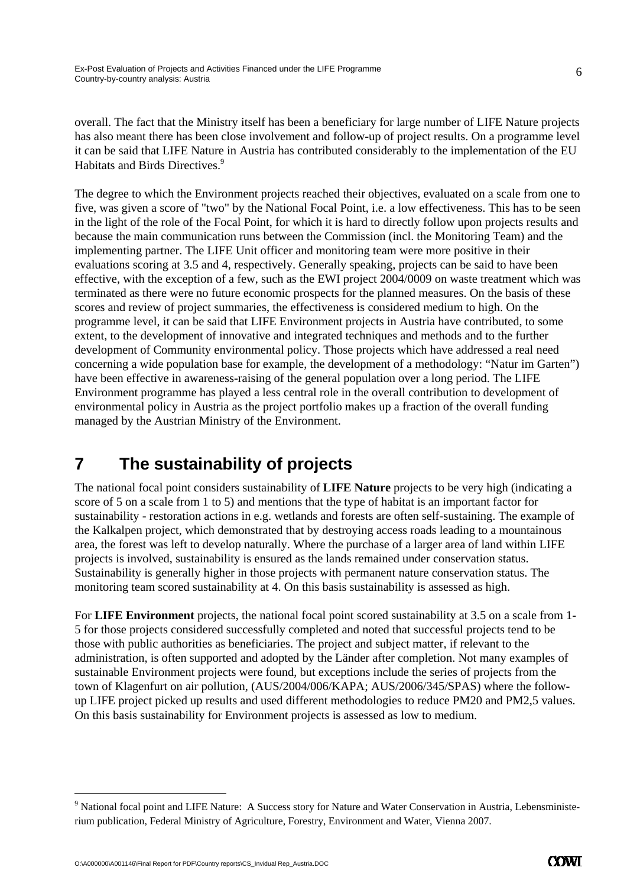overall. The fact that the Ministry itself has been a beneficiary for large number of LIFE Nature projects has also meant there has been close involvement and follow-up of project results. On a programme level it can be said that LIFE Nature in Austria has contributed considerably to the implementation of the EU Habitats and Birds Directives.[9]

The degree to which the Environment projects reached their objectives, evaluated on a scale from one to five, was given a score of "two" by the National Focal Point, i.e. a low effectiveness. This has to be seen in the light of the role of the Focal Point, for which it is hard to directly follow upon projects results and because the main communication runs between the Commission (incl. the Monitoring Team) and the implementing partner. The LIFE Unit officer and monitoring team were more positive in their evaluations scoring at 3.5 and 4, respectively. Generally speaking, projects can be said to have been effective, with the exception of a few, such as the EWI project 2004/0009 on waste treatment which was terminated as there were no future economic prospects for the planned measures. On the basis of these scores and review of project summaries, the effectiveness is considered medium to high. On the programme level, it can be said that LIFE Environment projects in Austria have contributed, to some extent, to the development of innovative and integrated techniques and methods and to the further development of Community environmental policy. Those projects which have addressed a real need concerning a wide population base for example, the development of a methodology: "Natur im Garten") have been effective in awareness-raising of the general population over a long period. The LIFE Environment programme has played a less central role in the overall contribution to development of environmental policy in Austria as the project portfolio makes up a fraction of the overall funding managed by the Austrian Ministry of the Environment.

# 7 The sustainability of projects

The national focal point considers sustainability of **LIFE Nature** projects to be very high (indicating a score of 5 on a scale from 1 to 5) and mentions that the type of habitat is an important factor for sustainability - restoration actions in e.g. wetlands and forests are often self-sustaining. The example of the Kalkalpen project, which demonstrated that by destroying access roads leading to a mountainous area, the forest was left to develop naturally. Where the purchase of a larger area of land within LIFE projects is involved, sustainability is ensured as the lands remained under conservation status. Sustainability is generally higher in those projects with permanent nature conservation status. The monitoring team scored sustainability at 4. On this basis sustainability is assessed as high.

For **LIFE Environment** projects, the national focal point scored sustainability at 3.5 on a scale from 1-5 for those projects considered successfully completed and noted that successful projects tend to be those with public authorities as beneficiaries. The project and subject matter, if relevant to the administration, is often supported and adopted by the Länder after completion. Not many examples of sustainable Environment projects were found, but exceptions include the series of projects from the town of Klagenfurt on air pollution, (AUS/2004/006/KAPA; AUS/2006/345/SPAS) where the follow-up LIFE project picked up results and used different methodologies to reduce PM20 and PM2,5 values. On this basis sustainability for Environment projects is assessed as low to medium.

[9] National focal point and LIFE Nature: A Success story for Nature and Water Conservation in Austria, Lebensministerium publication, Federal Ministry of Agriculture, Forestry, Environment and Water, Vienna 2007.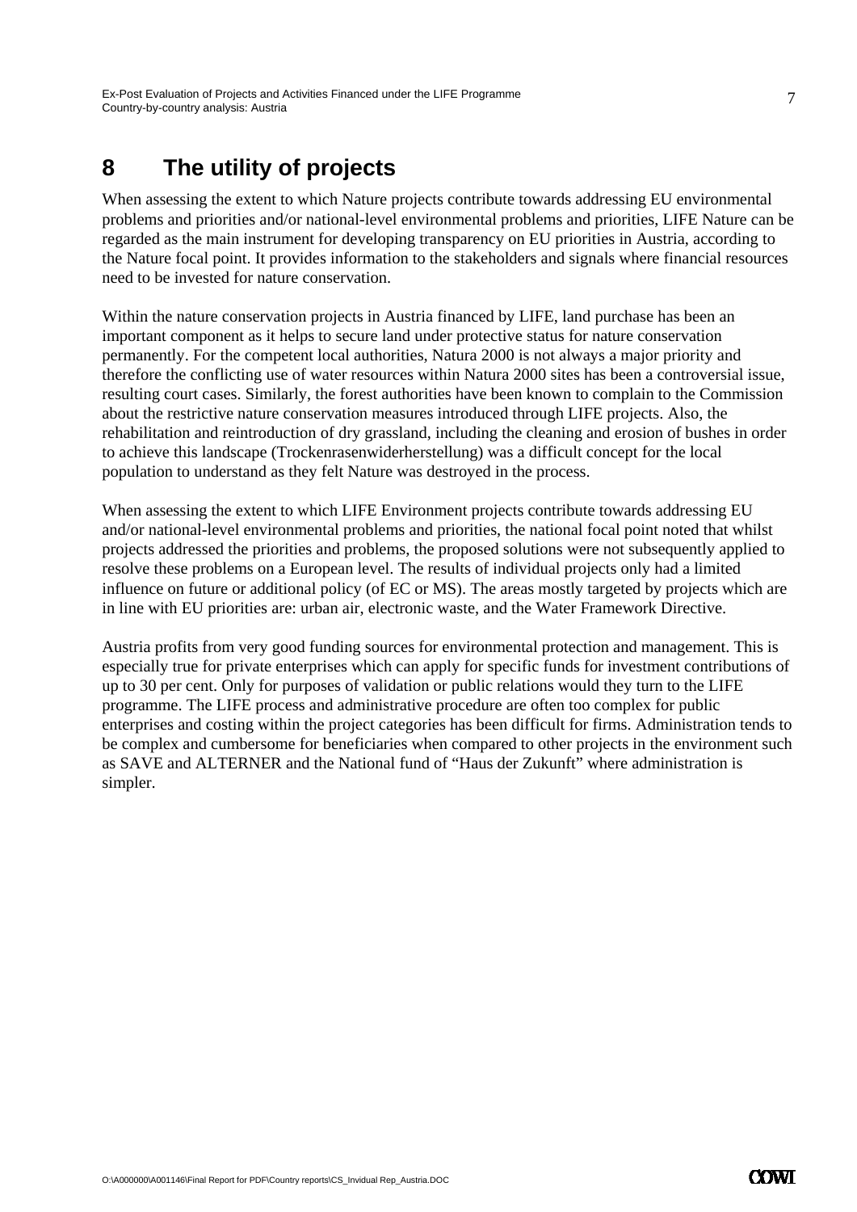# 8 The utility of projects

When assessing the extent to which Nature projects contribute towards addressing EU environmental problems and priorities and/or national-level environmental problems and priorities, LIFE Nature can be regarded as the main instrument for developing transparency on EU priorities in Austria, according to the Nature focal point. It provides information to the stakeholders and signals where financial resources need to be invested for nature conservation.

Within the nature conservation projects in Austria financed by LIFE, land purchase has been an important component as it helps to secure land under protective status for nature conservation permanently. For the competent local authorities, Natura 2000 is not always a major priority and therefore the conflicting use of water resources within Natura 2000 sites has been a controversial issue, resulting court cases. Similarly, the forest authorities have been known to complain to the Commission about the restrictive nature conservation measures introduced through LIFE projects. Also, the rehabilitation and reintroduction of dry grassland, including the cleaning and erosion of bushes in order to achieve this landscape (Trockenrasenwiderherstellung) was a difficult concept for the local population to understand as they felt Nature was destroyed in the process.

When assessing the extent to which LIFE Environment projects contribute towards addressing EU and/or national-level environmental problems and priorities, the national focal point noted that whilst projects addressed the priorities and problems, the proposed solutions were not subsequently applied to resolve these problems on a European level. The results of individual projects only had a limited influence on future or additional policy (of EC or MS). The areas mostly targeted by projects which are in line with EU priorities are: urban air, electronic waste, and the Water Framework Directive.

Austria profits from very good funding sources for environmental protection and management. This is especially true for private enterprises which can apply for specific funds for investment contributions of up to 30 per cent. Only for purposes of validation or public relations would they turn to the LIFE programme. The LIFE process and administrative procedure are often too complex for public enterprises and costing within the project categories has been difficult for firms. Administration tends to be complex and cumbersome for beneficiaries when compared to other projects in the environment such as SAVE and ALTERNER and the National fund of "Haus der Zukunft" where administration is simpler.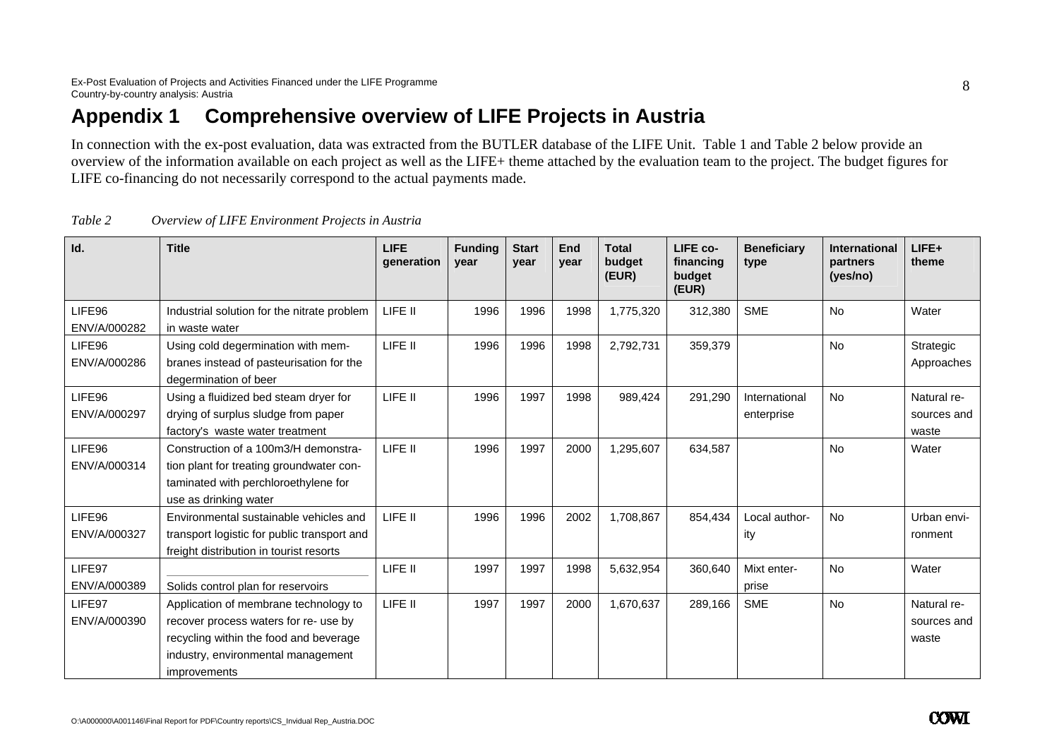# Appendix 1 Comprehensive overview of LIFE Projects in Austria

In connection with the ex-post evaluation, data was extracted from the BUTLER database of the LIFE Unit. Table 1 and Table 2 below provide an overview of the information available on each project as well as the LIFE+ theme attached by the evaluation team to the project. The budget figures for LIFE co-financing do not necessarily correspond to the actual payments made.

*Table 2 Overview of LIFE Environment Projects in Austria*

| Id. | Title | LIFE generation | Funding year | Start year | End year | Total budget (EUR) | LIFE co-financing budget (EUR) | Beneficiary type | International partners (yes/no) | LIFE+ theme |
|---|---|---|---|---|---|---|---|---|---|---|
| LIFE96 ENV/A/000282 | Industrial solution for the nitrate problem in waste water | LIFE II | 1996 | 1996 | 1998 | 1,775,320 | 312,380 | SME | No | Water |
| LIFE96 ENV/A/000286 | Using cold degermination with membranes instead of pasteurisation for the degermination of beer | LIFE II | 1996 | 1996 | 1998 | 2,792,731 | 359,379 | | No | Strategic Approaches |
| LIFE96 ENV/A/000297 | Using a fluidized bed steam dryer for drying of surplus sludge from paper factory's waste water treatment | LIFE II | 1996 | 1997 | 1998 | 989,424 | 291,290 | International enterprise | No | Natural resources and waste |
| LIFE96 ENV/A/000314 | Construction of a 100m3/H demonstration plant for treating groundwater contaminated with perchloroethylene for use as drinking water | LIFE II | 1996 | 1997 | 2000 | 1,295,607 | 634,587 | | No | Water |
| LIFE96 ENV/A/000327 | Environmental sustainable vehicles and transport logistic for public transport and freight distribution in tourist resorts | LIFE II | 1996 | 1996 | 2002 | 1,708,867 | 854,434 | Local authority | No | Urban environment |
| LIFE97 ENV/A/000389 | Solids control plan for reservoirs | LIFE II | 1997 | 1997 | 1998 | 5,632,954 | 360,640 | Mixt enterprise | No | Water |
| LIFE97 ENV/A/000390 | Application of membrane technology to recover process waters for re- use by recycling within the food and beverage industry, environmental management improvements | LIFE II | 1997 | 1997 | 2000 | 1,670,637 | 289,166 | SME | No | Natural resources and waste |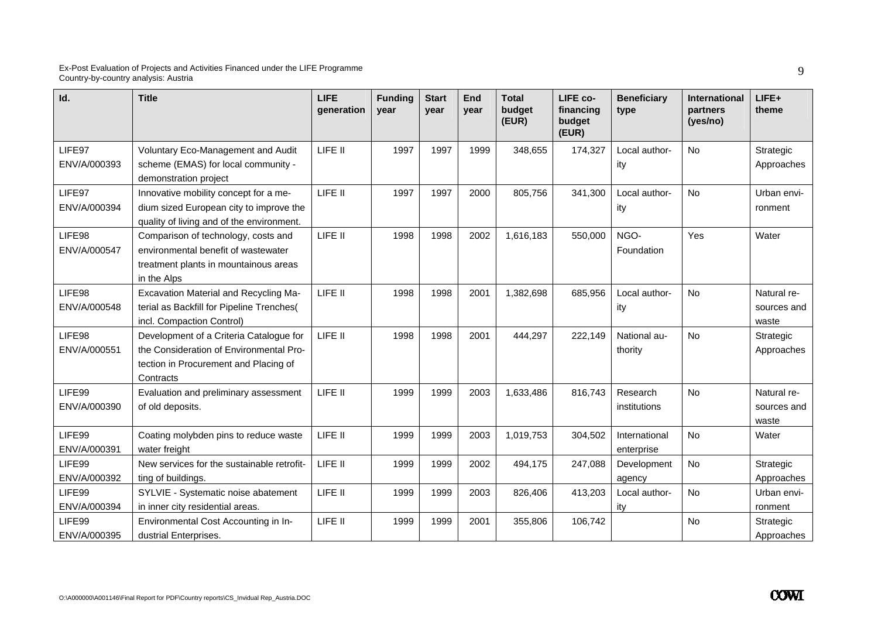| Id. | Title | LIFE generation | Funding year | Start year | End year | Total budget (EUR) | LIFE co-financing budget (EUR) | Beneficiary type | International partners (yes/no) | LIFE+ theme |
|---|---|---|---|---|---|---|---|---|---|---|
| LIFE97 ENV/A/000393 | Voluntary Eco-Management and Audit scheme (EMAS) for local community - demonstration project | LIFE II | 1997 | 1997 | 1999 | 348,655 | 174,327 | Local authority | No | Strategic Approaches |
| LIFE97 ENV/A/000394 | Innovative mobility concept for a medium sized European city to improve the quality of living and of the environment. | LIFE II | 1997 | 1997 | 2000 | 805,756 | 341,300 | Local authority | No | Urban environment |
| LIFE98 ENV/A/000547 | Comparison of technology, costs and environmental benefit of wastewater treatment plants in mountainous areas in the Alps | LIFE II | 1998 | 1998 | 2002 | 1,616,183 | 550,000 | NGO-Foundation | Yes | Water |
| LIFE98 ENV/A/000548 | Excavation Material and Recycling Material as Backfill for Pipeline Trenches( incl. Compaction Control) | LIFE II | 1998 | 1998 | 2001 | 1,382,698 | 685,956 | Local authority | No | Natural resources and waste |
| LIFE98 ENV/A/000551 | Development of a Criteria Catalogue for the Consideration of Environmental Protection in Procurement and Placing of Contracts | LIFE II | 1998 | 1998 | 2001 | 444,297 | 222,149 | National authority | No | Strategic Approaches |
| LIFE99 ENV/A/000390 | Evaluation and preliminary assessment of old deposits. | LIFE II | 1999 | 1999 | 2003 | 1,633,486 | 816,743 | Research institutions | No | Natural resources and waste |
| LIFE99 ENV/A/000391 | Coating molybden pins to reduce waste water freight | LIFE II | 1999 | 1999 | 2003 | 1,019,753 | 304,502 | International enterprise | No | Water |
| LIFE99 ENV/A/000392 | New services for the sustainable retrofitting of buildings. | LIFE II | 1999 | 1999 | 2002 | 494,175 | 247,088 | Development agency | No | Strategic Approaches |
| LIFE99 ENV/A/000394 | SYLVIE - Systematic noise abatement in inner city residential areas. | LIFE II | 1999 | 1999 | 2003 | 826,406 | 413,203 | Local authority | No | Urban environment |
| LIFE99 ENV/A/000395 | Environmental Cost Accounting in Industrial Enterprises. | LIFE II | 1999 | 1999 | 2001 | 355,806 | 106,742 | | No | Strategic Approaches |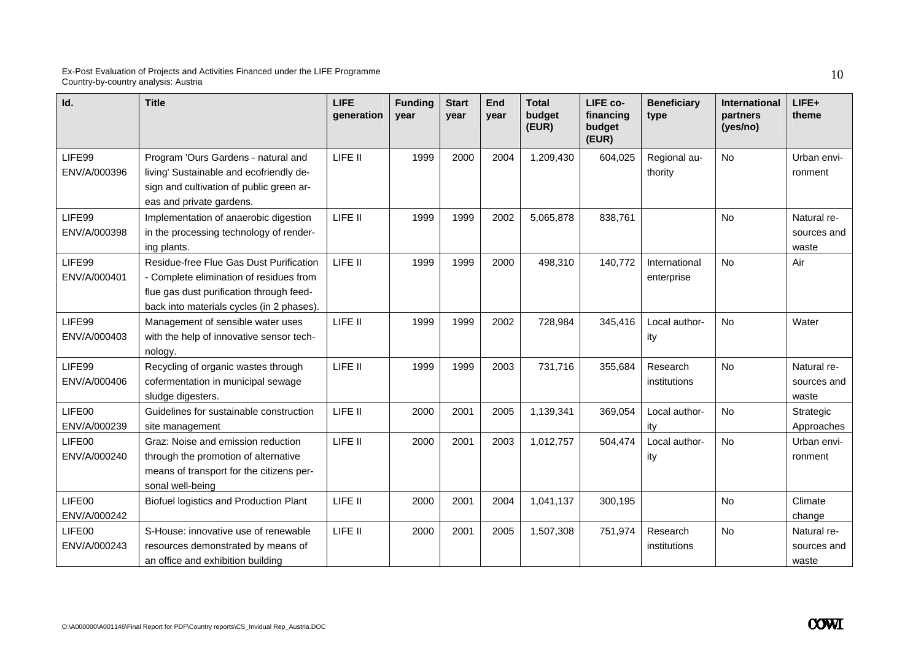| Id. | Title | LIFE generation | Funding year | Start year | End year | Total budget (EUR) | LIFE co-financing budget (EUR) | Beneficiary type | International partners (yes/no) | LIFE+ theme |
|---|---|---|---|---|---|---|---|---|---|---|
| LIFE99 ENV/A/000396 | Program 'Ours Gardens - natural and living' Sustainable and ecofriendly design and cultivation of public green areas and private gardens. | LIFE II | 1999 | 2000 | 2004 | 1,209,430 | 604,025 | Regional authority | No | Urban environment |
| LIFE99 ENV/A/000398 | Implementation of anaerobic digestion in the processing technology of rendering plants. | LIFE II | 1999 | 1999 | 2002 | 5,065,878 | 838,761 | | No | Natural resources and waste |
| LIFE99 ENV/A/000401 | Residue-free Flue Gas Dust Purification - Complete elimination of residues from flue gas dust purification through feed-back into materials cycles (in 2 phases). | LIFE II | 1999 | 1999 | 2000 | 498,310 | 140,772 | International enterprise | No | Air |
| LIFE99 ENV/A/000403 | Management of sensible water uses with the help of innovative sensor technology. | LIFE II | 1999 | 1999 | 2002 | 728,984 | 345,416 | Local authority | No | Water |
| LIFE99 ENV/A/000406 | Recycling of organic wastes through cofermentation in municipal sewage sludge digesters. | LIFE II | 1999 | 1999 | 2003 | 731,716 | 355,684 | Research institutions | No | Natural resources and waste |
| LIFE00 ENV/A/000239 | Guidelines for sustainable construction site management | LIFE II | 2000 | 2001 | 2005 | 1,139,341 | 369,054 | Local authority | No | Strategic Approaches |
| LIFE00 ENV/A/000240 | Graz: Noise and emission reduction through the promotion of alternative means of transport for the citizens personal well-being | LIFE II | 2000 | 2001 | 2003 | 1,012,757 | 504,474 | Local authority | No | Urban environment |
| LIFE00 ENV/A/000242 | Biofuel logistics and Production Plant | LIFE II | 2000 | 2001 | 2004 | 1,041,137 | 300,195 | | No | Climate change |
| LIFE00 ENV/A/000243 | S-House: innovative use of renewable resources demonstrated by means of an office and exhibition building | LIFE II | 2000 | 2001 | 2005 | 1,507,308 | 751,974 | Research institutions | No | Natural resources and waste |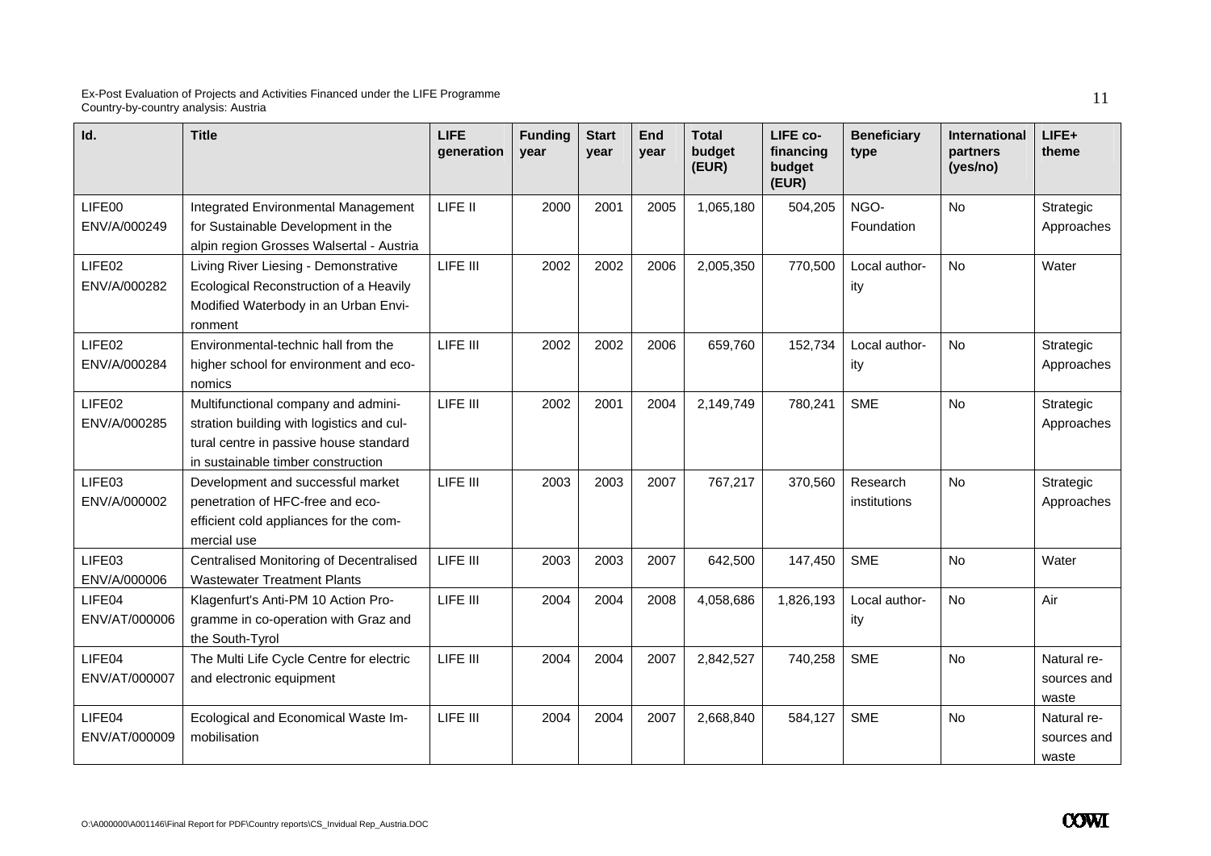| Id. | Title | LIFE generation | Funding year | Start year | End year | Total budget (EUR) | LIFE co-financing budget (EUR) | Beneficiary type | International partners (yes/no) | LIFE+ theme |
|---|---|---|---|---|---|---|---|---|---|---|
| LIFE00 ENV/A/000249 | Integrated Environmental Management for Sustainable Development in the alpin region Grosses Walsertal - Austria | LIFE II | 2000 | 2001 | 2005 | 1,065,180 | 504,205 | NGO-Foundation | No | Strategic Approaches |
| LIFE02 ENV/A/000282 | Living River Liesing - Demonstrative Ecological Reconstruction of a Heavily Modified Waterbody in an Urban Environment | LIFE III | 2002 | 2002 | 2006 | 2,005,350 | 770,500 | Local authority | No | Water |
| LIFE02 ENV/A/000284 | Environmental-technic hall from the higher school for environment and economics | LIFE III | 2002 | 2002 | 2006 | 659,760 | 152,734 | Local authority | No | Strategic Approaches |
| LIFE02 ENV/A/000285 | Multifunctional company and administration building with logistics and cultural centre in passive house standard in sustainable timber construction | LIFE III | 2002 | 2001 | 2004 | 2,149,749 | 780,241 | SME | No | Strategic Approaches |
| LIFE03 ENV/A/000002 | Development and successful market penetration of HFC-free and eco-efficient cold appliances for the commercial use | LIFE III | 2003 | 2003 | 2007 | 767,217 | 370,560 | Research institutions | No | Strategic Approaches |
| LIFE03 ENV/A/000006 | Centralised Monitoring of Decentralised Wastewater Treatment Plants | LIFE III | 2003 | 2003 | 2007 | 642,500 | 147,450 | SME | No | Water |
| LIFE04 ENV/AT/000006 | Klagenfurt's Anti-PM 10 Action Programme in co-operation with Graz and the South-Tyrol | LIFE III | 2004 | 2004 | 2008 | 4,058,686 | 1,826,193 | Local authority | No | Air |
| LIFE04 ENV/AT/000007 | The Multi Life Cycle Centre for electric and electronic equipment | LIFE III | 2004 | 2004 | 2007 | 2,842,527 | 740,258 | SME | No | Natural resources and waste |
| LIFE04 ENV/AT/000009 | Ecological and Economical Waste Immobilisation | LIFE III | 2004 | 2004 | 2007 | 2,668,840 | 584,127 | SME | No | Natural resources and waste |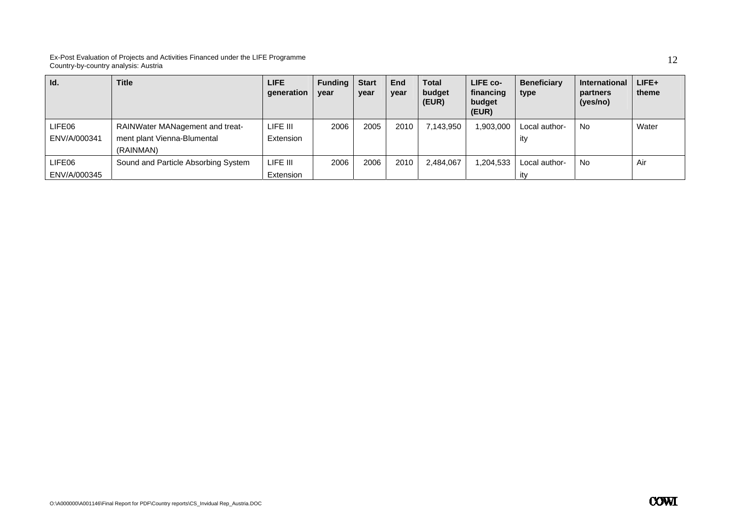| Id. | Title | LIFE generation | Funding year | Start year | End year | Total budget (EUR) | LIFE co-financing budget (EUR) | Beneficiary type | International partners (yes/no) | LIFE+ theme |
|---|---|---|---|---|---|---|---|---|---|---|
| LIFE06 ENV/A/000341 | RAINWater MANagement and treatment plant Vienna-Blumental (RAINMAN) | LIFE III Extension | 2006 | 2005 | 2010 | 7,143,950 | 1,903,000 | Local authority | No | Water |
| LIFE06 ENV/A/000345 | Sound and Particle Absorbing System | LIFE III Extension | 2006 | 2006 | 2010 | 2,484,067 | 1,204,533 | Local authority | No | Air |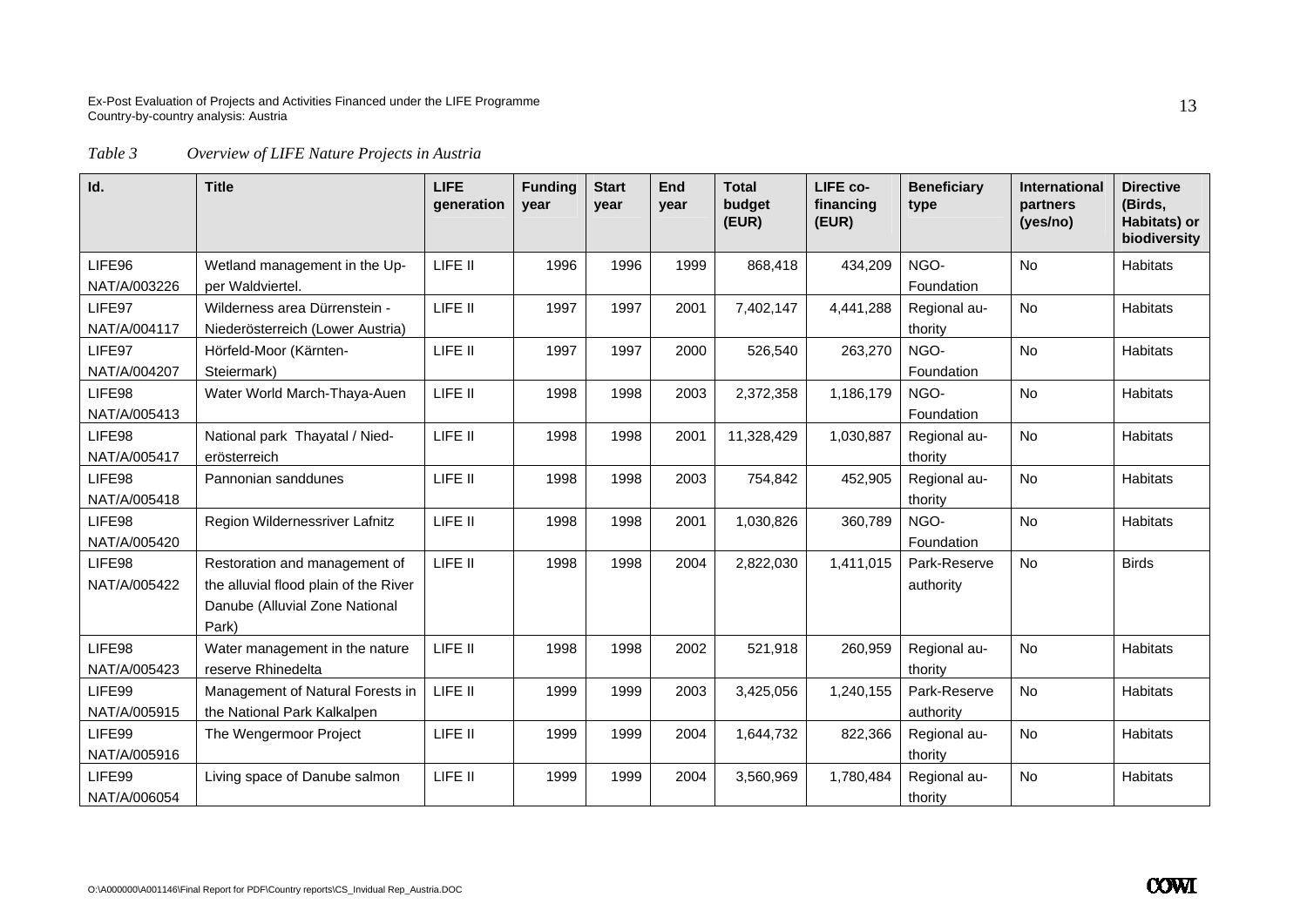*Table 3 Overview of LIFE Nature Projects in Austria*

| Id. | Title | LIFE generation | Funding year | Start year | End year | Total budget (EUR) | LIFE co-financing (EUR) | Beneficiary type | International partners (yes/no) | Directive (Birds, Habitats) or biodiversity |
|---|---|---|---|---|---|---|---|---|---|---|
| LIFE96 NAT/A/003226 | Wetland management in the Upper Waldviertel. | LIFE II | 1996 | 1996 | 1999 | 868,418 | 434,209 | NGO-Foundation | No | Habitats |
| LIFE97 NAT/A/004117 | Wilderness area Dürrenstein - Niederösterreich (Lower Austria) | LIFE II | 1997 | 1997 | 2001 | 7,402,147 | 4,441,288 | Regional authority | No | Habitats |
| LIFE97 NAT/A/004207 | Hörfeld-Moor (Kärnten-Steiermark) | LIFE II | 1997 | 1997 | 2000 | 526,540 | 263,270 | NGO-Foundation | No | Habitats |
| LIFE98 NAT/A/005413 | Water World March-Thaya-Auen | LIFE II | 1998 | 1998 | 2003 | 2,372,358 | 1,186,179 | NGO-Foundation | No | Habitats |
| LIFE98 NAT/A/005417 | National park Thayatal / Niederösterreich | LIFE II | 1998 | 1998 | 2001 | 11,328,429 | 1,030,887 | Regional authority | No | Habitats |
| LIFE98 NAT/A/005418 | Pannonian sanddunes | LIFE II | 1998 | 1998 | 2003 | 754,842 | 452,905 | Regional authority | No | Habitats |
| LIFE98 NAT/A/005420 | Region Wildernessriver Lafnitz | LIFE II | 1998 | 1998 | 2001 | 1,030,826 | 360,789 | NGO-Foundation | No | Habitats |
| LIFE98 NAT/A/005422 | Restoration and management of the alluvial flood plain of the River Danube (Alluvial Zone National Park) | LIFE II | 1998 | 1998 | 2004 | 2,822,030 | 1,411,015 | Park-Reserve authority | No | Birds |
| LIFE98 NAT/A/005423 | Water management in the nature reserve Rhinedelta | LIFE II | 1998 | 1998 | 2002 | 521,918 | 260,959 | Regional authority | No | Habitats |
| LIFE99 NAT/A/005915 | Management of Natural Forests in the National Park Kalkalpen | LIFE II | 1999 | 1999 | 2003 | 3,425,056 | 1,240,155 | Park-Reserve authority | No | Habitats |
| LIFE99 NAT/A/005916 | The Wengermoor Project | LIFE II | 1999 | 1999 | 2004 | 1,644,732 | 822,366 | Regional authority | No | Habitats |
| LIFE99 NAT/A/006054 | Living space of Danube salmon | LIFE II | 1999 | 1999 | 2004 | 3,560,969 | 1,780,484 | Regional authority | No | Habitats |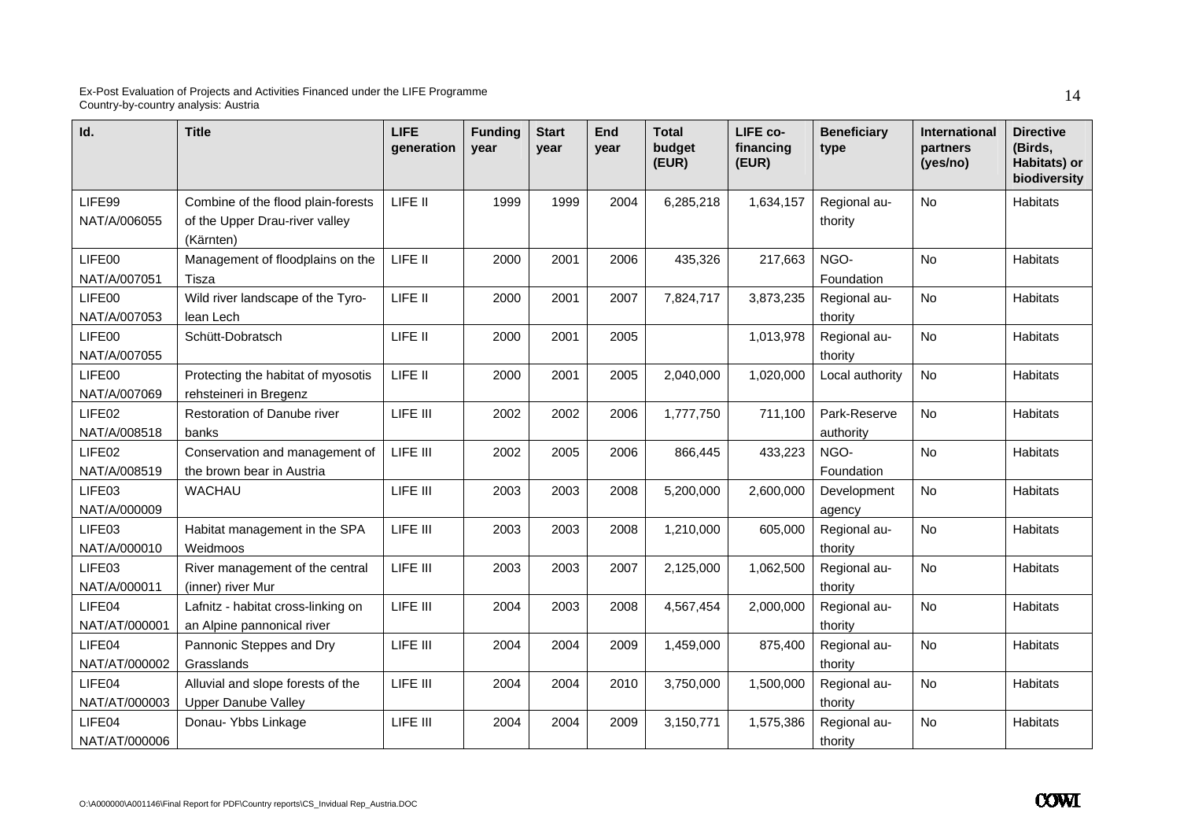| Id. | Title | LIFE generation | Funding year | Start year | End year | Total budget (EUR) | LIFE co-financing (EUR) | Beneficiary type | International partners (yes/no) | Directive (Birds, Habitats) or biodiversity |
|---|---|---|---|---|---|---|---|---|---|---|
| LIFE99 NAT/A/006055 | Combine of the flood plain-forests of the Upper Drau-river valley (Kärnten) | LIFE II | 1999 | 1999 | 2004 | 6,285,218 | 1,634,157 | Regional authority | No | Habitats |
| LIFE00 NAT/A/007051 | Management of floodplains on the Tisza | LIFE II | 2000 | 2001 | 2006 | 435,326 | 217,663 | NGO-Foundation | No | Habitats |
| LIFE00 NAT/A/007053 | Wild river landscape of the Tyrolean Lech | LIFE II | 2000 | 2001 | 2007 | 7,824,717 | 3,873,235 | Regional authority | No | Habitats |
| LIFE00 NAT/A/007055 | Schütt-Dobratsch | LIFE II | 2000 | 2001 | 2005 | | 1,013,978 | Regional authority | No | Habitats |
| LIFE00 NAT/A/007069 | Protecting the habitat of myosotis rehsteineri in Bregenz | LIFE II | 2000 | 2001 | 2005 | 2,040,000 | 1,020,000 | Local authority | No | Habitats |
| LIFE02 NAT/A/008518 | Restoration of Danube river banks | LIFE III | 2002 | 2002 | 2006 | 1,777,750 | 711,100 | Park-Reserve authority | No | Habitats |
| LIFE02 NAT/A/008519 | Conservation and management of the brown bear in Austria | LIFE III | 2002 | 2005 | 2006 | 866,445 | 433,223 | NGO-Foundation | No | Habitats |
| LIFE03 NAT/A/000009 | WACHAU | LIFE III | 2003 | 2003 | 2008 | 5,200,000 | 2,600,000 | Development agency | No | Habitats |
| LIFE03 NAT/A/000010 | Habitat management in the SPA Weidmoos | LIFE III | 2003 | 2003 | 2008 | 1,210,000 | 605,000 | Regional authority | No | Habitats |
| LIFE03 NAT/A/000011 | River management of the central (inner) river Mur | LIFE III | 2003 | 2003 | 2007 | 2,125,000 | 1,062,500 | Regional authority | No | Habitats |
| LIFE04 NAT/AT/000001 | Lafnitz - habitat cross-linking on an Alpine pannonical river | LIFE III | 2004 | 2003 | 2008 | 4,567,454 | 2,000,000 | Regional authority | No | Habitats |
| LIFE04 NAT/AT/000002 | Pannonic Steppes and Dry Grasslands | LIFE III | 2004 | 2004 | 2009 | 1,459,000 | 875,400 | Regional authority | No | Habitats |
| LIFE04 NAT/AT/000003 | Alluvial and slope forests of the Upper Danube Valley | LIFE III | 2004 | 2004 | 2010 | 3,750,000 | 1,500,000 | Regional authority | No | Habitats |
| LIFE04 NAT/AT/000006 | Donau- Ybbs Linkage | LIFE III | 2004 | 2004 | 2009 | 3,150,771 | 1,575,386 | Regional authority | No | Habitats |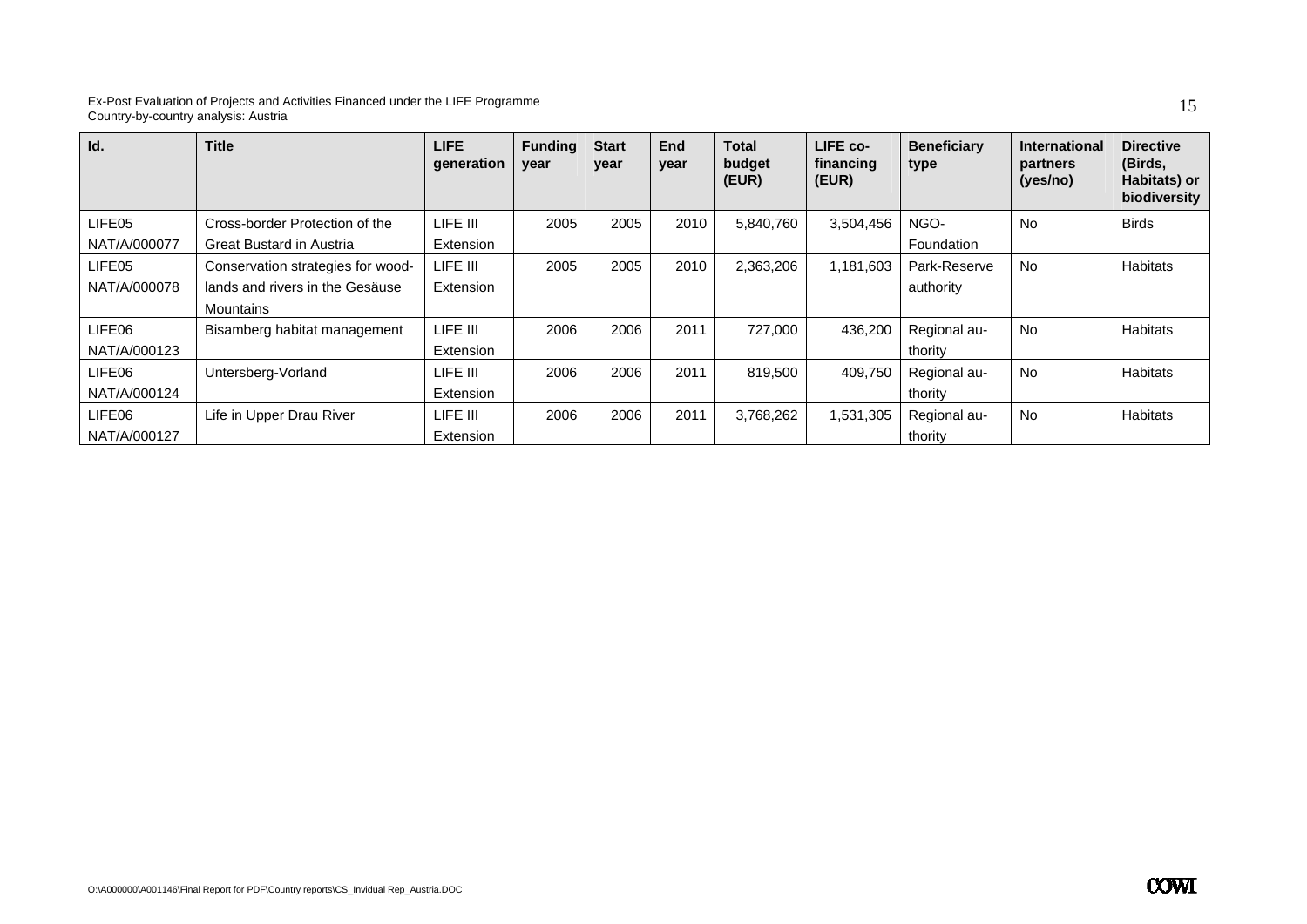| Id. | Title | LIFE generation | Funding year | Start year | End year | Total budget (EUR) | LIFE co-financing (EUR) | Beneficiary type | International partners (yes/no) | Directive (Birds, Habitats) or biodiversity |
|---|---|---|---|---|---|---|---|---|---|---|
| LIFE05 NAT/A/000077 | Cross-border Protection of the Great Bustard in Austria | LIFE III Extension | 2005 | 2005 | 2010 | 5,840,760 | 3,504,456 | NGO-Foundation | No | Birds |
| LIFE05 NAT/A/000078 | Conservation strategies for wood-lands and rivers in the Gesäuse Mountains | LIFE III Extension | 2005 | 2005 | 2010 | 2,363,206 | 1,181,603 | Park-Reserve authority | No | Habitats |
| LIFE06 NAT/A/000123 | Bisamberg habitat management | LIFE III Extension | 2006 | 2006 | 2011 | 727,000 | 436,200 | Regional au-thority | No | Habitats |
| LIFE06 NAT/A/000124 | Untersberg-Vorland | LIFE III Extension | 2006 | 2006 | 2011 | 819,500 | 409,750 | Regional au-thority | No | Habitats |
| LIFE06 NAT/A/000127 | Life in Upper Drau River | LIFE III Extension | 2006 | 2006 | 2011 | 3,768,262 | 1,531,305 | Regional au-thority | No | Habitats |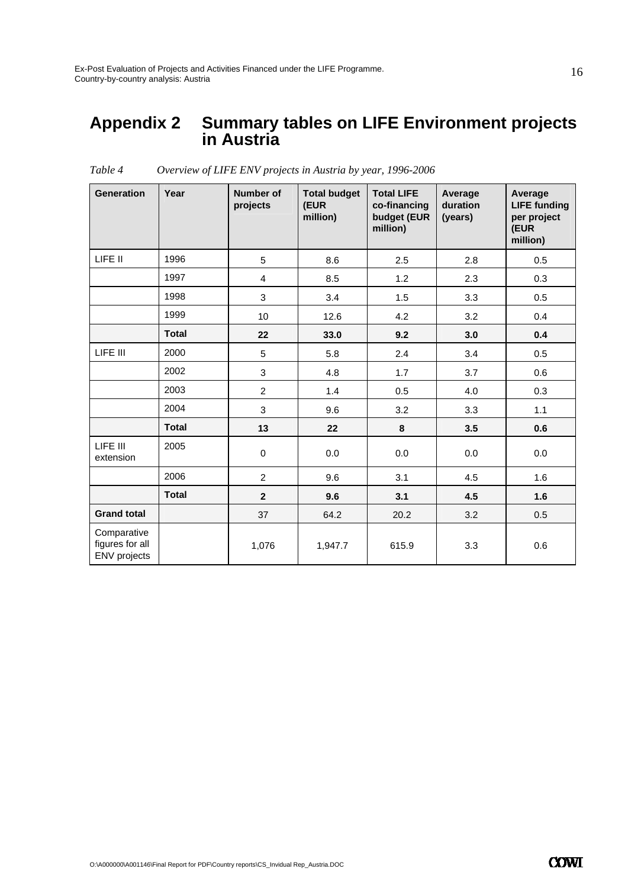# Appendix 2 Summary tables on LIFE Environment projects in Austria

*Table 4 Overview of LIFE ENV projects in Austria by year, 1996-2006*

| Generation | Year | Number of projects | Total budget (EUR million) | Total LIFE co-financing budget (EUR million) | Average duration (years) | Average LIFE funding per project (EUR million) |
|---|---|---|---|---|---|---|
| LIFE II | 1996 | 5 | 8.6 | 2.5 | 2.8 | 0.5 |
| | 1997 | 4 | 8.5 | 1.2 | 2.3 | 0.3 |
| | 1998 | 3 | 3.4 | 1.5 | 3.3 | 0.5 |
| | 1999 | 10 | 12.6 | 4.2 | 3.2 | 0.4 |
| | **Total** | **22** | **33.0** | **9.2** | **3.0** | **0.4** |
| LIFE III | 2000 | 5 | 5.8 | 2.4 | 3.4 | 0.5 |
| | 2002 | 3 | 4.8 | 1.7 | 3.7 | 0.6 |
| | 2003 | 2 | 1.4 | 0.5 | 4.0 | 0.3 |
| | 2004 | 3 | 9.6 | 3.2 | 3.3 | 1.1 |
| | **Total** | **13** | **22** | **8** | **3.5** | **0.6** |
| LIFE III extension | 2005 | 0 | 0.0 | 0.0 | 0.0 | 0.0 |
| | 2006 | 2 | 9.6 | 3.1 | 4.5 | 1.6 |
| | **Total** | **2** | **9.6** | **3.1** | **4.5** | **1.6** |
| **Grand total** | | 37 | 64.2 | 20.2 | 3.2 | 0.5 |
| Comparative figures for all ENV projects | | 1,076 | 1,947.7 | 615.9 | 3.3 | 0.6 |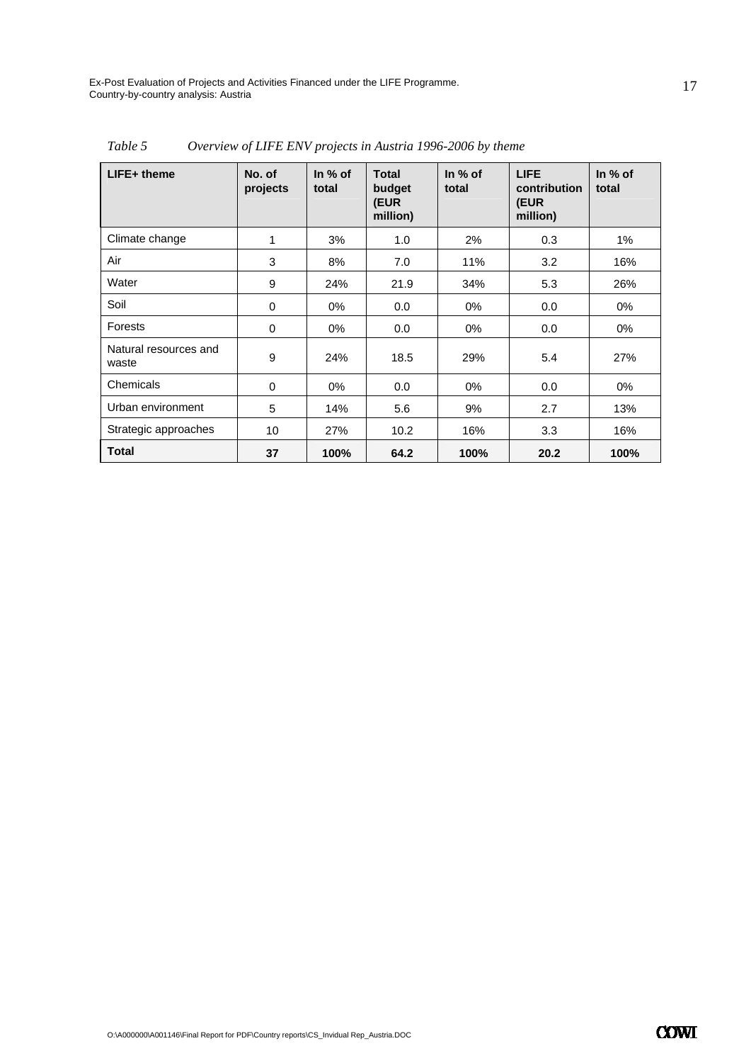*Table 5 Overview of LIFE ENV projects in Austria 1996-2006 by theme*

| LIFE+ theme | No. of projects | In % of total | Total budget (EUR million) | In % of total | LIFE contribution (EUR million) | In % of total |
|---|---|---|---|---|---|---|
| Climate change | 1 | 3% | 1.0 | 2% | 0.3 | 1% |
| Air | 3 | 8% | 7.0 | 11% | 3.2 | 16% |
| Water | 9 | 24% | 21.9 | 34% | 5.3 | 26% |
| Soil | 0 | 0% | 0.0 | 0% | 0.0 | 0% |
| Forests | 0 | 0% | 0.0 | 0% | 0.0 | 0% |
| Natural resources and waste | 9 | 24% | 18.5 | 29% | 5.4 | 27% |
| Chemicals | 0 | 0% | 0.0 | 0% | 0.0 | 0% |
| Urban environment | 5 | 14% | 5.6 | 9% | 2.7 | 13% |
| Strategic approaches | 10 | 27% | 10.2 | 16% | 3.3 | 16% |
| **Total** | **37** | **100%** | **64.2** | **100%** | **20.2** | **100%** |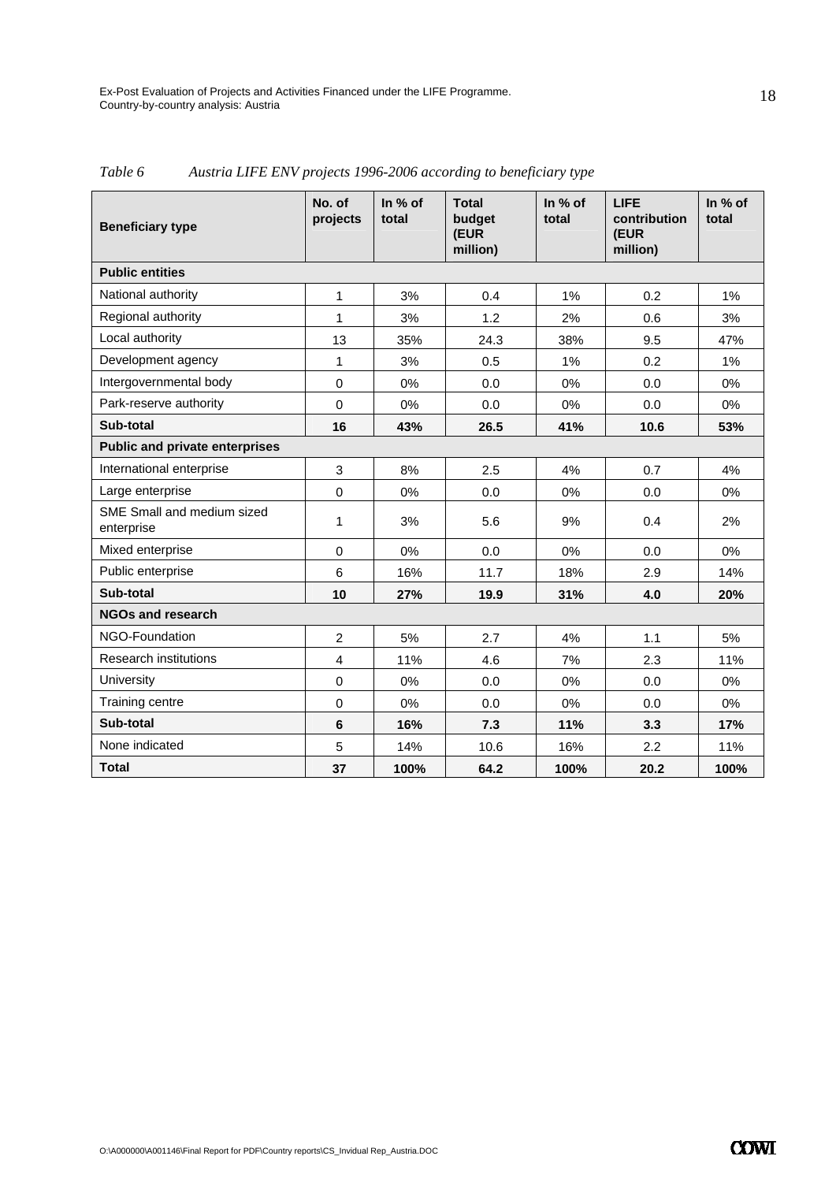*Table 6 Austria LIFE ENV projects 1996-2006 according to beneficiary type*

| Beneficiary type | No. of projects | In % of total | Total budget (EUR million) | In % of total | LIFE contribution (EUR million) | In % of total |
|---|---|---|---|---|---|---|
| **Public entities** | | | | | | |
| National authority | 1 | 3% | 0.4 | 1% | 0.2 | 1% |
| Regional authority | 1 | 3% | 1.2 | 2% | 0.6 | 3% |
| Local authority | 13 | 35% | 24.3 | 38% | 9.5 | 47% |
| Development agency | 1 | 3% | 0.5 | 1% | 0.2 | 1% |
| Intergovernmental body | 0 | 0% | 0.0 | 0% | 0.0 | 0% |
| Park-reserve authority | 0 | 0% | 0.0 | 0% | 0.0 | 0% |
| **Sub-total** | **16** | **43%** | **26.5** | **41%** | **10.6** | **53%** |
| **Public and private enterprises** | | | | | | |
| International enterprise | 3 | 8% | 2.5 | 4% | 0.7 | 4% |
| Large enterprise | 0 | 0% | 0.0 | 0% | 0.0 | 0% |
| SME Small and medium sized enterprise | 1 | 3% | 5.6 | 9% | 0.4 | 2% |
| Mixed enterprise | 0 | 0% | 0.0 | 0% | 0.0 | 0% |
| Public enterprise | 6 | 16% | 11.7 | 18% | 2.9 | 14% |
| **Sub-total** | **10** | **27%** | **19.9** | **31%** | **4.0** | **20%** |
| **NGOs and research** | | | | | | |
| NGO-Foundation | 2 | 5% | 2.7 | 4% | 1.1 | 5% |
| Research institutions | 4 | 11% | 4.6 | 7% | 2.3 | 11% |
| University | 0 | 0% | 0.0 | 0% | 0.0 | 0% |
| Training centre | 0 | 0% | 0.0 | 0% | 0.0 | 0% |
| **Sub-total** | **6** | **16%** | **7.3** | **11%** | **3.3** | **17%** |
| None indicated | 5 | 14% | 10.6 | 16% | 2.2 | 11% |
| **Total** | **37** | **100%** | **64.2** | **100%** | **20.2** | **100%** |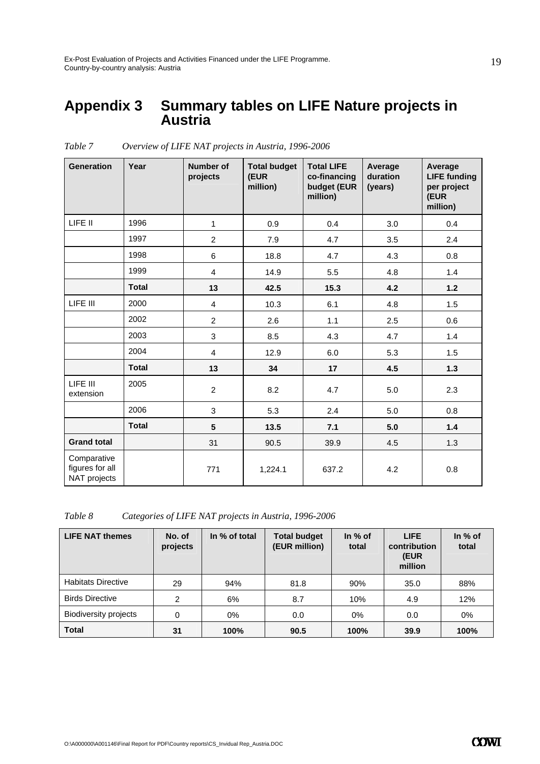# Appendix 3 Summary tables on LIFE Nature projects in Austria

*Table 7 Overview of LIFE NAT projects in Austria, 1996-2006*

| Generation | Year | Number of projects | Total budget (EUR million) | Total LIFE co-financing budget (EUR million) | Average duration (years) | Average LIFE funding per project (EUR million) |
|---|---|---|---|---|---|---|
| LIFE II | 1996 | 1 | 0.9 | 0.4 | 3.0 | 0.4 |
| | 1997 | 2 | 7.9 | 4.7 | 3.5 | 2.4 |
| | 1998 | 6 | 18.8 | 4.7 | 4.3 | 0.8 |
| | 1999 | 4 | 14.9 | 5.5 | 4.8 | 1.4 |
| | **Total** | **13** | **42.5** | **15.3** | **4.2** | **1.2** |
| LIFE III | 2000 | 4 | 10.3 | 6.1 | 4.8 | 1.5 |
| | 2002 | 2 | 2.6 | 1.1 | 2.5 | 0.6 |
| | 2003 | 3 | 8.5 | 4.3 | 4.7 | 1.4 |
| | 2004 | 4 | 12.9 | 6.0 | 5.3 | 1.5 |
| | **Total** | **13** | **34** | **17** | **4.5** | **1.3** |
| LIFE III extension | 2005 | 2 | 8.2 | 4.7 | 5.0 | 2.3 |
| | 2006 | 3 | 5.3 | 2.4 | 5.0 | 0.8 |
| | **Total** | **5** | **13.5** | **7.1** | **5.0** | **1.4** |
| **Grand total** | | 31 | 90.5 | 39.9 | 4.5 | 1.3 |
| Comparative figures for all NAT projects | | 771 | 1,224.1 | 637.2 | 4.2 | 0.8 |

*Table 8 Categories of LIFE NAT projects in Austria, 1996-2006*

| LIFE NAT themes | No. of projects | In % of total | Total budget (EUR million) | In % of total | LIFE contribution (EUR million | In % of total |
|---|---|---|---|---|---|---|
| Habitats Directive | 29 | 94% | 81.8 | 90% | 35.0 | 88% |
| Birds Directive | 2 | 6% | 8.7 | 10% | 4.9 | 12% |
| Biodiversity projects | 0 | 0% | 0.0 | 0% | 0.0 | 0% |
| **Total** | **31** | **100%** | **90.5** | **100%** | **39.9** | **100%** |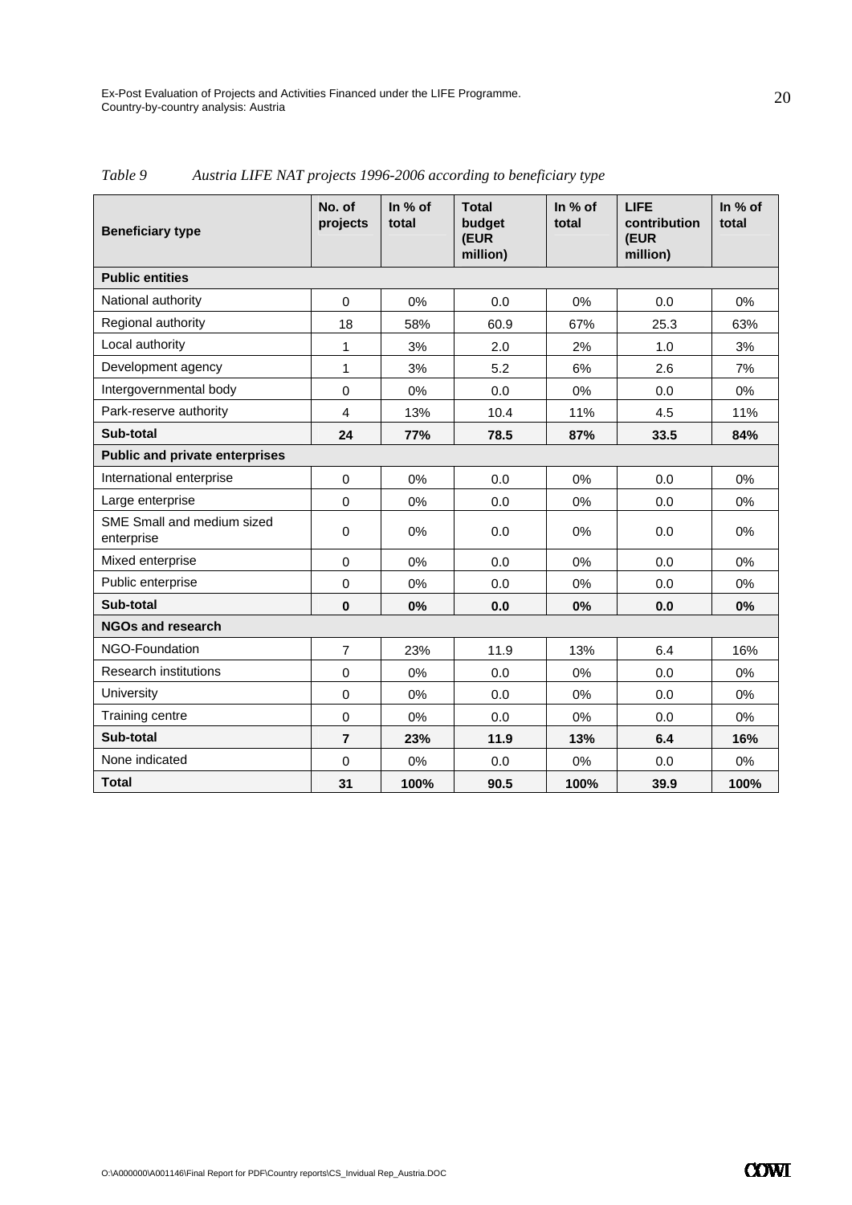*Table 9 Austria LIFE NAT projects 1996-2006 according to beneficiary type*

| Beneficiary type | No. of projects | In % of total | Total budget (EUR million) | In % of total | LIFE contribution (EUR million) | In % of total |
|---|---|---|---|---|---|---|
| **Public entities** | | | | | | |
| National authority | 0 | 0% | 0.0 | 0% | 0.0 | 0% |
| Regional authority | 18 | 58% | 60.9 | 67% | 25.3 | 63% |
| Local authority | 1 | 3% | 2.0 | 2% | 1.0 | 3% |
| Development agency | 1 | 3% | 5.2 | 6% | 2.6 | 7% |
| Intergovernmental body | 0 | 0% | 0.0 | 0% | 0.0 | 0% |
| Park-reserve authority | 4 | 13% | 10.4 | 11% | 4.5 | 11% |
| **Sub-total** | **24** | **77%** | **78.5** | **87%** | **33.5** | **84%** |
| **Public and private enterprises** | | | | | | |
| International enterprise | 0 | 0% | 0.0 | 0% | 0.0 | 0% |
| Large enterprise | 0 | 0% | 0.0 | 0% | 0.0 | 0% |
| SME Small and medium sized enterprise | 0 | 0% | 0.0 | 0% | 0.0 | 0% |
| Mixed enterprise | 0 | 0% | 0.0 | 0% | 0.0 | 0% |
| Public enterprise | 0 | 0% | 0.0 | 0% | 0.0 | 0% |
| **Sub-total** | **0** | **0%** | **0.0** | **0%** | **0.0** | **0%** |
| **NGOs and research** | | | | | | |
| NGO-Foundation | 7 | 23% | 11.9 | 13% | 6.4 | 16% |
| Research institutions | 0 | 0% | 0.0 | 0% | 0.0 | 0% |
| University | 0 | 0% | 0.0 | 0% | 0.0 | 0% |
| Training centre | 0 | 0% | 0.0 | 0% | 0.0 | 0% |
| **Sub-total** | **7** | **23%** | **11.9** | **13%** | **6.4** | **16%** |
| None indicated | 0 | 0% | 0.0 | 0% | 0.0 | 0% |
| **Total** | **31** | **100%** | **90.5** | **100%** | **39.9** | **100%** |